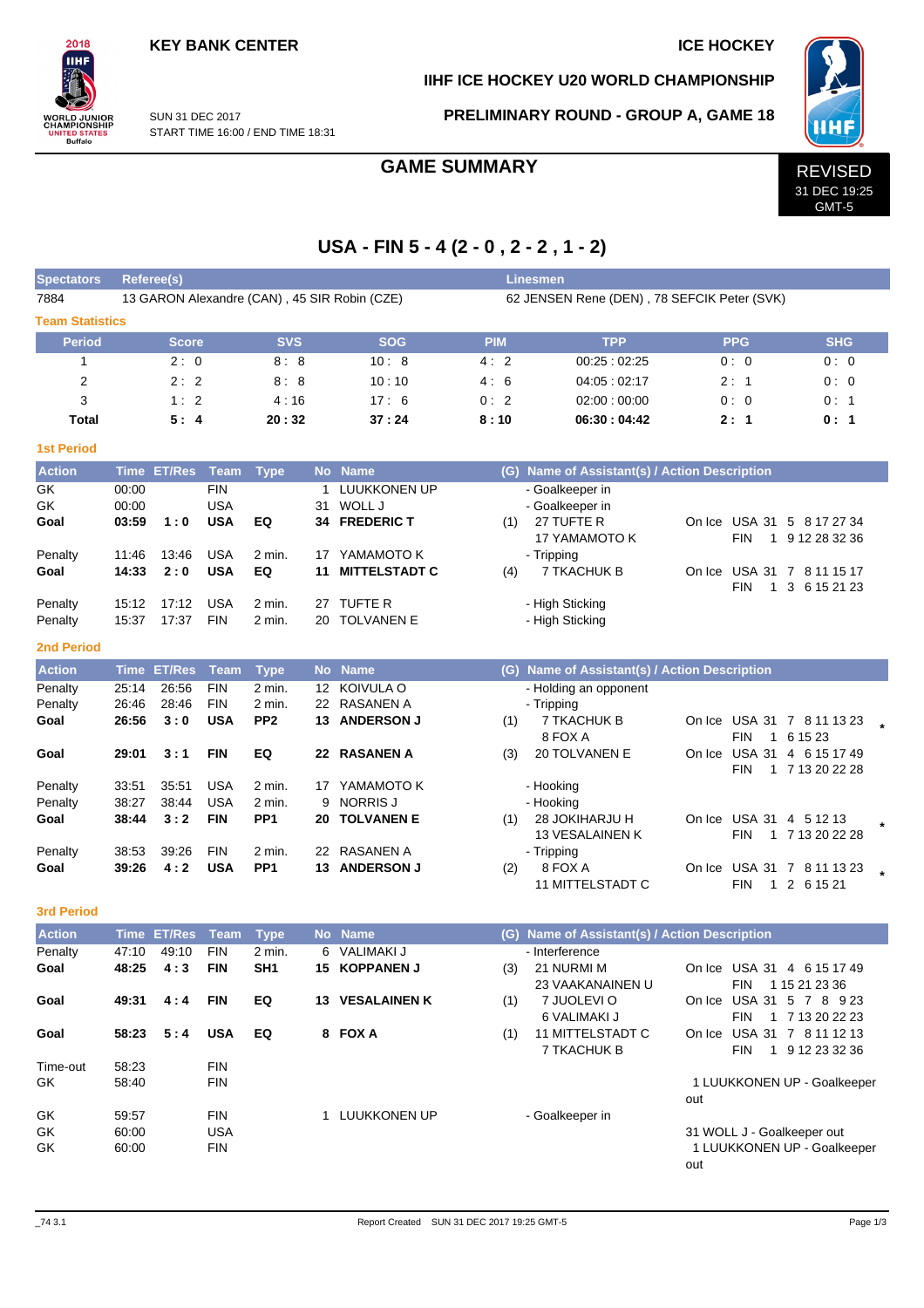KEY BANK CENTER

ICE HOCKEY

IIHF ICE HOCKEY U20 WORLD CHAMPIONSHIP

SUN 31 DEC 2017
START TIME 16:00 / END TIME 18:31

PRELIMINARY ROUND - GROUP A, GAME 18

# GAME SUMMARY

REVISED
31 DEC 19:25
GMT-5

## USA - FIN 5 - 4 (2 - 0 , 2 - 2 , 1 - 2)

| Spectators | Referee(s) | Linesmen |
|---|---|---|
| 7884 | 13 GARON Alexandre (CAN) , 45 SIR Robin (CZE) | 62 JENSEN Rene (DEN) , 78 SEFCIK Peter (SVK) |

### Team Statistics

| Period | Score | SVS | SOG | PIM | TPP | PPG | SHG |
|---|---|---|---|---|---|---|---|
| 1 | 2 : 0 | 8 : 8 | 10 : 8 | 4 : 2 | 00:25 : 02:25 | 0 : 0 | 0 : 0 |
| 2 | 2 : 2 | 8 : 8 | 10 : 10 | 4 : 6 | 04:05 : 02:17 | 2 : 1 | 0 : 0 |
| 3 | 1 : 2 | 4 : 16 | 17 : 6 | 0 : 2 | 02:00 : 00:00 | 0 : 0 | 0 : 1 |
| **Total** | **5 : 4** | **20 : 32** | **37 : 24** | **8 : 10** | **06:30 : 04:42** | **2 : 1** | **0 : 1** |

### 1st Period

| Action | Time | ET/Res | Team | Type | No | Name | (G) | Name of Assistant(s) / Action Description | |
|---|---|---|---|---|---|---|---|---|---|
| GK | 00:00 | | FIN | | 1 | LUUKKONEN UP | | - Goalkeeper in | |
| GK | 00:00 | | USA | | 31 | WOLL J | | - Goalkeeper in | |
| **Goal** | **03:59** | **1 : 0** | **USA** | **EQ** | **34** | **FREDERIC T** | (1) | 27 TUFTE R<br>17 YAMAMOTO K | On Ice USA 31 5 8 17 27 34<br>FIN 1 9 12 28 32 36 |
| Penalty | 11:46 | 13:46 | USA | 2 min. | 17 | YAMAMOTO K | | - Tripping | |
| **Goal** | **14:33** | **2 : 0** | **USA** | **EQ** | **11** | **MITTELSTADT C** | (4) | 7 TKACHUK B | On Ice USA 31 7 8 11 15 17<br>FIN 1 3 6 15 21 23 |
| Penalty | 15:12 | 17:12 | USA | 2 min. | 27 | TUFTE R | | - High Sticking | |
| Penalty | 15:37 | 17:37 | FIN | 2 min. | 20 | TOLVANEN E | | - High Sticking | |

### 2nd Period

| Action | Time | ET/Res | Team | Type | No | Name | (G) | Name of Assistant(s) / Action Description | |
|---|---|---|---|---|---|---|---|---|---|
| Penalty | 25:14 | 26:56 | FIN | 2 min. | 12 | KOIVULA O | | - Holding an opponent | |
| Penalty | 26:46 | 28:46 | FIN | 2 min. | 22 | RASANEN A | | - Tripping | |
| **Goal** | **26:56** | **3 : 0** | **USA** | **PP2** | **13** | **ANDERSON J** | (1) | 7 TKACHUK B<br>8 FOX A | On Ice USA 31 7 8 11 13 23<br>FIN 1 6 15 23 * |
| **Goal** | **29:01** | **3 : 1** | **FIN** | **EQ** | **22** | **RASANEN A** | (3) | 20 TOLVANEN E | On Ice USA 31 4 6 15 17 49<br>FIN 1 7 13 20 22 28 |
| Penalty | 33:51 | 35:51 | USA | 2 min. | 17 | YAMAMOTO K | | - Hooking | |
| Penalty | 38:27 | 38:44 | USA | 2 min. | 9 | NORRIS J | | - Hooking | |
| **Goal** | **38:44** | **3 : 2** | **FIN** | **PP1** | **20** | **TOLVANEN E** | (1) | 28 JOKIHARJU H<br>13 VESALAINEN K | On Ice USA 31 4 5 12 13<br>FIN 1 7 13 20 22 28 * |
| Penalty | 38:53 | 39:26 | FIN | 2 min. | 22 | RASANEN A | | - Tripping | |
| **Goal** | **39:26** | **4 : 2** | **USA** | **PP1** | **13** | **ANDERSON J** | (2) | 8 FOX A<br>11 MITTELSTADT C | On Ice USA 31 7 8 11 13 23<br>FIN 1 2 6 15 21 * |

### 3rd Period

| Action | Time | ET/Res | Team | Type | No | Name | (G) | Name of Assistant(s) / Action Description | |
|---|---|---|---|---|---|---|---|---|---|
| Penalty | 47:10 | 49:10 | FIN | 2 min. | 6 | VALIMAKI J | | - Interference | |
| **Goal** | **48:25** | **4 : 3** | **FIN** | **SH1** | **15** | **KOPPANEN J** | (3) | 21 NURMI M<br>23 VAAKANAINEN U | On Ice USA 31 4 6 15 17 49<br>FIN 1 15 21 23 36 |
| **Goal** | **49:31** | **4 : 4** | **FIN** | **EQ** | **13** | **VESALAINEN K** | (1) | 7 JUOLEVI O<br>6 VALIMAKI J | On Ice USA 31 5 7 8 9 23<br>FIN 1 7 13 20 22 23 |
| **Goal** | **58:23** | **5 : 4** | **USA** | **EQ** | **8** | **FOX A** | (1) | 11 MITTELSTADT C<br>7 TKACHUK B | On Ice USA 31 7 8 11 12 13<br>FIN 1 9 12 23 32 36 |
| Time-out | 58:23 | | FIN | | | | | | |
| GK | 58:40 | | FIN | | | | | | 1 LUUKKONEN UP - Goalkeeper out |
| GK | 59:57 | | FIN | | 1 | LUUKKONEN UP | | - Goalkeeper in | |
| GK | 60:00 | | USA | | | | | | 31 WOLL J - Goalkeeper out |
| GK | 60:00 | | FIN | | | | | | 1 LUUKKONEN UP - Goalkeeper out |

_74 3.1 Report Created SUN 31 DEC 2017 19:25 GMT-5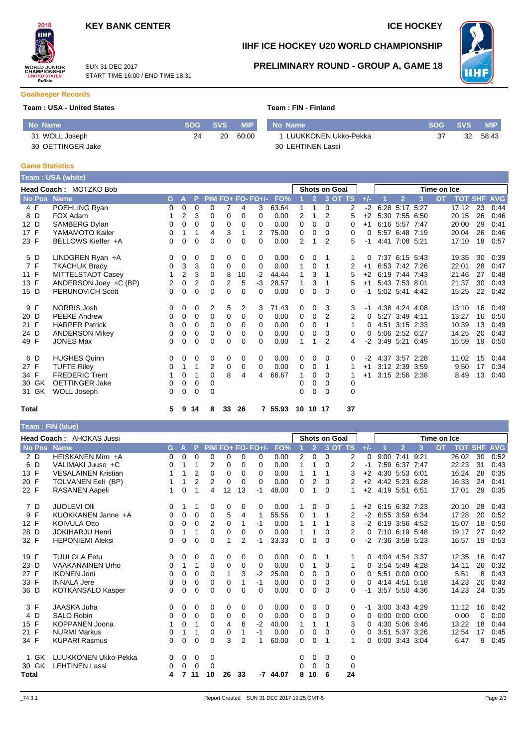KEY BANK CENTER

ICE HOCKEY

# IIHF ICE HOCKEY U20 WORLD CHAMPIONSHIP

SUN 31 DEC 2017
START TIME 16:00 / END TIME 18:31

## PRELIMINARY ROUND - GROUP A, GAME 18

### Goalkeeper Records

**Team : USA - United States**

| No | Name | SOG | SVS | MIP |
|---|---|---|---|---|
| 31 | WOLL Joseph | 24 | 20 | 60:00 |
| 30 | OETTINGER Jake | | | |

**Team : FIN - Finland**

| No | Name | SOG | SVS | MIP |
|---|---|---|---|---|
| 1 | LUUKKONEN Ukko-Pekka | 37 | 32 | 58:43 |
| 30 | LEHTINEN Lassi | | | |

### Game Statistics

**Team : USA (white)**

**Head Coach : MOTZKO Bob**

| No | Pos | Name | G | A | P | PIM | FO+ | FO- | FO+/- | FO% | SOG 1 | SOG 2 | SOG 3 | SOG OT | SOG TS | +/- | TOI 1 | TOI 2 | TOI 3 | TOI OT | TOI TOT | SHF | AVG |
|---|---|---|---|---|---|---|---|---|---|---|---|---|---|---|---|---|---|---|---|---|---|---|---|
| 4 | F | POEHLING Ryan | 0 | 0 | 0 | 0 | 7 | 4 | 3 | 63.64 | 1 | 1 | 0 | | 2 | -2 | 6:28 | 5:17 | 5:27 | | 17:12 | 23 | 0:44 |
| 8 | D | FOX Adam | 1 | 2 | 3 | 0 | 0 | 0 | 0 | 0.00 | 2 | 1 | 2 | | 5 | +2 | 5:30 | 7:55 | 6:50 | | 20:15 | 26 | 0:46 |
| 12 | D | SAMBERG Dylan | 0 | 0 | 0 | 0 | 0 | 0 | 0 | 0.00 | 0 | 0 | 0 | | 0 | -1 | 6:16 | 5:57 | 7:47 | | 20:00 | 29 | 0:41 |
| 17 | F | YAMAMOTO Kailer | 0 | 1 | 1 | 4 | 3 | 1 | 2 | 75.00 | 0 | 0 | 0 | | 0 | 0 | 5:57 | 6:48 | 7:19 | | 20:04 | 26 | 0:46 |
| 23 | F | BELLOWS Kieffer +A | 0 | 0 | 0 | 0 | 0 | 0 | 0 | 0.00 | 2 | 1 | 2 | | 5 | -1 | 4:41 | 7:08 | 5:21 | | 17:10 | 18 | 0:57 |
| 5 | D | LINDGREN Ryan +A | 0 | 0 | 0 | 0 | 0 | 0 | 0 | 0.00 | 0 | 0 | 1 | | 1 | 0 | 7:37 | 6:15 | 5:43 | | 19:35 | 30 | 0:39 |
| 7 | F | TKACHUK Brady | 0 | 3 | 3 | 0 | 0 | 0 | 0 | 0.00 | 1 | 0 | 1 | | 2 | +1 | 6:53 | 7:42 | 7:26 | | 22:01 | 28 | 0:47 |
| 11 | F | MITTELSTADT Casey | 1 | 2 | 3 | 0 | 8 | 10 | -2 | 44.44 | 1 | 3 | 1 | | 5 | +2 | 6:19 | 7:44 | 7:43 | | 21:46 | 27 | 0:48 |
| 13 | F | ANDERSON Joey +C (BP) | 2 | 0 | 2 | 0 | 2 | 5 | -3 | 28.57 | 1 | 3 | 1 | | 5 | +1 | 5:43 | 7:53 | 8:01 | | 21:37 | 30 | 0:43 |
| 15 | D | PERUNOVICH Scott | 0 | 0 | 0 | 0 | 0 | 0 | 0 | 0.00 | 0 | 0 | 0 | | 0 | -1 | 5:02 | 5:41 | 4:42 | | 15:25 | 22 | 0:42 |
| 9 | F | NORRIS Josh | 0 | 0 | 0 | 2 | 5 | 2 | 3 | 71.43 | 0 | 0 | 3 | | 3 | -1 | 4:38 | 4:24 | 4:08 | | 13:10 | 16 | 0:49 |
| 20 | D | PEEKE Andrew | 0 | 0 | 0 | 0 | 0 | 0 | 0 | 0.00 | 0 | 0 | 2 | | 2 | 0 | 5:27 | 3:49 | 4:11 | | 13:27 | 16 | 0:50 |
| 21 | F | HARPER Patrick | 0 | 0 | 0 | 0 | 0 | 0 | 0 | 0.00 | 0 | 0 | 1 | | 1 | 0 | 4:51 | 3:15 | 2:33 | | 10:39 | 13 | 0:49 |
| 24 | D | ANDERSON Mikey | 0 | 0 | 0 | 0 | 0 | 0 | 0 | 0.00 | 0 | 0 | 0 | | 0 | 0 | 5:06 | 2:52 | 6:27 | | 14:25 | 20 | 0:43 |
| 49 | F | JONES Max | 0 | 0 | 0 | 0 | 0 | 0 | 0 | 0.00 | 1 | 1 | 2 | | 4 | -2 | 3:49 | 5:21 | 6:49 | | 15:59 | 19 | 0:50 |
| 6 | D | HUGHES Quinn | 0 | 0 | 0 | 0 | 0 | 0 | 0 | 0.00 | 0 | 0 | 0 | | 0 | -2 | 4:37 | 3:57 | 2:28 | | 11:02 | 15 | 0:44 |
| 27 | F | TUFTE Riley | 0 | 1 | 1 | 2 | 0 | 0 | 0 | 0.00 | 0 | 0 | 1 | | 1 | +1 | 3:12 | 2:39 | 3:59 | | 9:50 | 17 | 0:34 |
| 34 | F | FREDERIC Trent | 1 | 0 | 1 | 0 | 8 | 4 | 4 | 66.67 | 1 | 0 | 0 | | 1 | +1 | 3:15 | 2:56 | 2:38 | | 8:49 | 13 | 0:40 |
| 30 | GK | OETTINGER Jake | 0 | 0 | 0 | 0 | | | | | 0 | 0 | 0 | | 0 | | | | | | | | |
| 31 | GK | WOLL Joseph | 0 | 0 | 0 | 0 | | | | | 0 | 0 | 0 | | 0 | | | | | | | | |
| **Total** | | | **5** | **9** | **14** | **8** | **33** | **26** | **7** | **55.93** | **10** | **10** | **17** | | **37** | | | | | | | | |

**Team : FIN (blue)**

**Head Coach : AHOKAS Jussi**

| No | Pos | Name | G | A | P | PIM | FO+ | FO- | FO+/- | FO% | SOG 1 | SOG 2 | SOG 3 | SOG OT | SOG TS | +/- | TOI 1 | TOI 2 | TOI 3 | TOI OT | TOI TOT | SHF | AVG |
|---|---|---|---|---|---|---|---|---|---|---|---|---|---|---|---|---|---|---|---|---|---|---|---|
| 2 | D | HEISKANEN Miro +A | 0 | 0 | 0 | 0 | 0 | 0 | 0 | 0.00 | 2 | 0 | 0 | | 2 | 0 | 9:00 | 7:41 | 9:21 | | 26:02 | 30 | 0:52 |
| 6 | D | VALIMAKI Juuso +C | 0 | 1 | 1 | 2 | 0 | 0 | 0 | 0.00 | 1 | 1 | 0 | | 2 | -1 | 7:59 | 6:37 | 7:47 | | 22:23 | 31 | 0:43 |
| 13 | F | VESALAINEN Kristian | 1 | 1 | 2 | 0 | 0 | 0 | 0 | 0.00 | 1 | 1 | 1 | | 3 | +2 | 4:30 | 5:53 | 6:01 | | 16:24 | 28 | 0:35 |
| 20 | F | TOLVANEN Eeli (BP) | 1 | 1 | 2 | 2 | 0 | 0 | 0 | 0.00 | 0 | 2 | 0 | | 2 | +2 | 4:42 | 5:23 | 6:28 | | 16:33 | 24 | 0:41 |
| 22 | F | RASANEN Aapeli | 1 | 0 | 1 | 4 | 12 | 13 | -1 | 48.00 | 0 | 1 | 0 | | 1 | +2 | 4:19 | 5:51 | 6:51 | | 17:01 | 29 | 0:35 |
| 7 | D | JUOLEVI Olli | 0 | 1 | 1 | 0 | 0 | 0 | 0 | 0.00 | 1 | 0 | 0 | | 1 | +2 | 6:15 | 6:32 | 7:23 | | 20:10 | 28 | 0:43 |
| 9 | F | KUOKKANEN Janne +A | 0 | 0 | 0 | 0 | 5 | 4 | 1 | 55.56 | 0 | 1 | 1 | | 2 | -2 | 6:55 | 3:59 | 6:34 | | 17:28 | 20 | 0:52 |
| 12 | F | KOIVULA Otto | 0 | 0 | 0 | 2 | 0 | 1 | -1 | 0.00 | 1 | 1 | 1 | | 3 | -2 | 6:19 | 3:56 | 4:52 | | 15:07 | 18 | 0:50 |
| 28 | D | JOKIHARJU Henri | 0 | 1 | 1 | 0 | 0 | 0 | 0 | 0.00 | 1 | 1 | 0 | | 2 | 0 | 7:10 | 6:19 | 5:48 | | 19:17 | 27 | 0:42 |
| 32 | F | HEPONIEMI Aleksi | 0 | 0 | 0 | 0 | 1 | 2 | -1 | 33.33 | 0 | 0 | 0 | | 0 | -2 | 7:36 | 3:58 | 5:23 | | 16:57 | 19 | 0:53 |
| 19 | F | TUULOLA Eetu | 0 | 0 | 0 | 0 | 0 | 0 | 0 | 0.00 | 0 | 0 | 1 | | 1 | 0 | 4:04 | 4:54 | 3:37 | | 12:35 | 16 | 0:47 |
| 23 | D | VAAKANAINEN Urho | 0 | 1 | 1 | 0 | 0 | 0 | 0 | 0.00 | 0 | 1 | 0 | | 1 | 0 | 3:54 | 5:49 | 4:28 | | 14:11 | 26 | 0:32 |
| 27 | F | IKONEN Joni | 0 | 0 | 0 | 0 | 1 | 3 | -2 | 25.00 | 0 | 0 | 0 | | 0 | 0 | 5:51 | 0:00 | 0:00 | | 5:51 | 8 | 0:43 |
| 33 | F | INNALA Jere | 0 | 0 | 0 | 0 | 0 | 1 | -1 | 0.00 | 0 | 0 | 0 | | 0 | 0 | 4:14 | 4:51 | 5:18 | | 14:23 | 20 | 0:43 |
| 36 | D | KOTKANSALO Kasper | 0 | 0 | 0 | 0 | 0 | 0 | 0 | 0.00 | 0 | 0 | 0 | | 0 | -1 | 3:57 | 5:50 | 4:36 | | 14:23 | 24 | 0:35 |
| 3 | F | JAASKA Juha | 0 | 0 | 0 | 0 | 0 | 0 | 0 | 0.00 | 0 | 0 | 0 | | 0 | -1 | 3:00 | 3:43 | 4:29 | | 11:12 | 16 | 0:42 |
| 4 | D | SALO Robin | 0 | 0 | 0 | 0 | 0 | 0 | 0 | 0.00 | 0 | 0 | 0 | | 0 | 0 | 0:00 | 0:00 | 0:00 | | 0:00 | 0 | 0:00 |
| 15 | F | KOPPANEN Joona | 1 | 0 | 1 | 0 | 4 | 6 | -2 | 40.00 | 1 | 1 | 1 | | 3 | 0 | 4:30 | 5:06 | 3:46 | | 13:22 | 18 | 0:44 |
| 21 | F | NURMI Markus | 0 | 1 | 1 | 0 | 0 | 1 | -1 | 0.00 | 0 | 0 | 0 | | 0 | 0 | 3:51 | 5:37 | 3:26 | | 12:54 | 17 | 0:45 |
| 34 | F | KUPARI Rasmus | 0 | 0 | 0 | 0 | 3 | 2 | 1 | 60.00 | 0 | 0 | 1 | | 1 | 0 | 0:00 | 3:43 | 3:04 | | 6:47 | 9 | 0:45 |
| 1 | GK | LUUKKONEN Ukko-Pekka | 0 | 0 | 0 | 0 | | | | | 0 | 0 | 0 | | 0 | | | | | | | | |
| 30 | GK | LEHTINEN Lassi | 0 | 0 | 0 | 0 | | | | | 0 | 0 | 0 | | 0 | | | | | | | | |
| **Total** | | | **4** | **7** | **11** | **10** | **26** | **33** | **-7** | **44.07** | **8** | **10** | **6** | | **24** | | | | | | | | |

_74 3.1 Report Created SUN 31 DEC 2017 19:25 GMT-5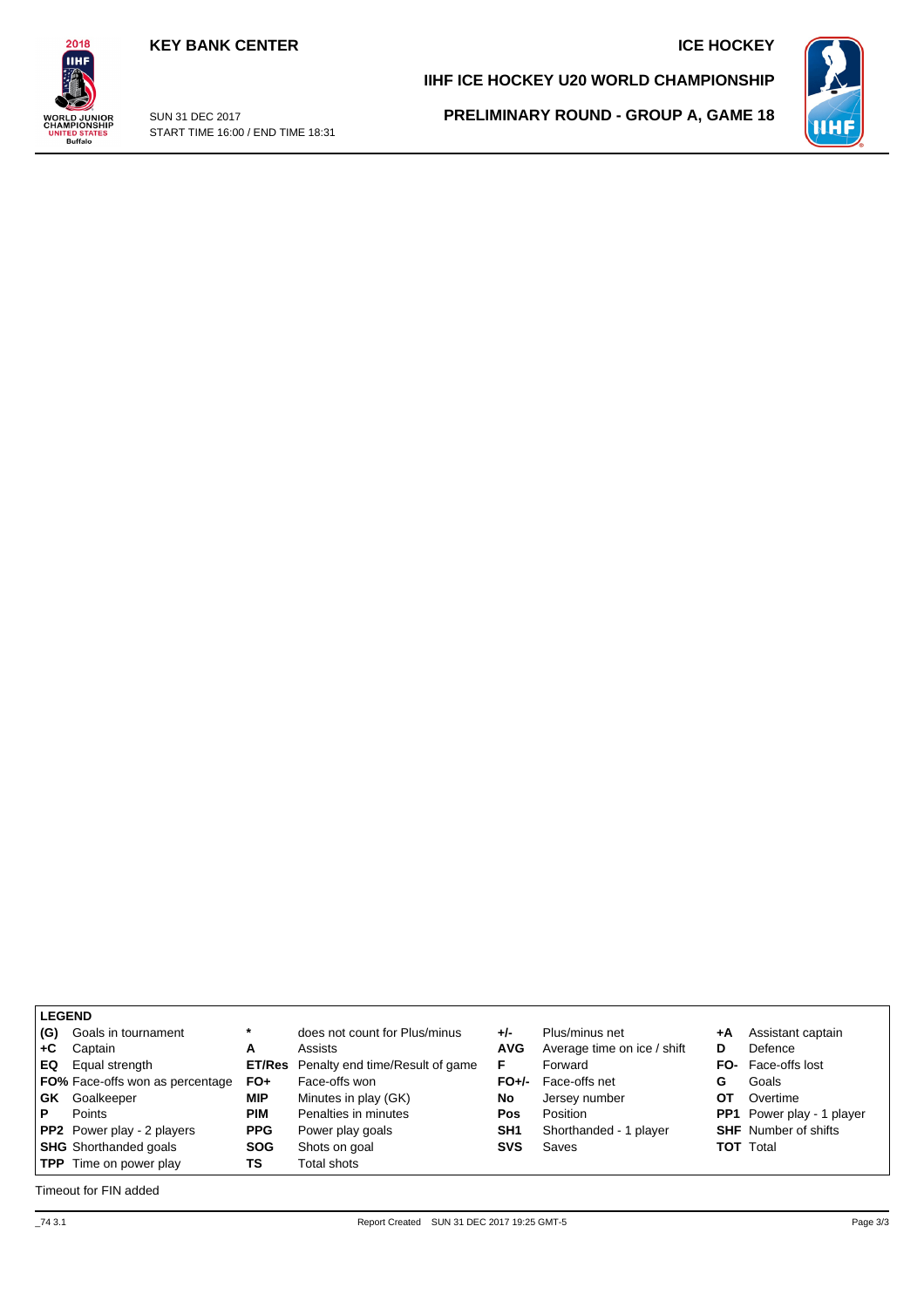| LEGEND | | | | | | | |
|---|---|---|---|---|---|---|---|
| **(G)** Goals in tournament | **\*** | does not count for Plus/minus | **+/-** | Plus/minus net | **+A** | Assistant captain | |
| **+C** Captain | **A** | Assists | **AVG** | Average time on ice / shift | **D** | Defence | |
| **EQ** Equal strength | **ET/Res** | Penalty end time/Result of game | **F** | Forward | **FO-** | Face-offs lost | |
| **FO%** Face-offs won as percentage | **FO+** | Face-offs won | **FO+/-** | Face-offs net | **G** | Goals | |
| **GK** Goalkeeper | **MIP** | Minutes in play (GK) | **No** | Jersey number | **OT** | Overtime | |
| **P** Points | **PIM** | Penalties in minutes | **Pos** | Position | **PP1** | Power play - 1 player | |
| **PP2** Power play - 2 players | **PPG** | Power play goals | **SH1** | Shorthanded - 1 player | **SHF** | Number of shifts | |
| **SHG** Shorthanded goals | **SOG** | Shots on goal | **SVS** | Saves | **TOT** | Total | |
| **TPP** Time on power play | **TS** | Total shots | | | | | |

Timeout for FIN added